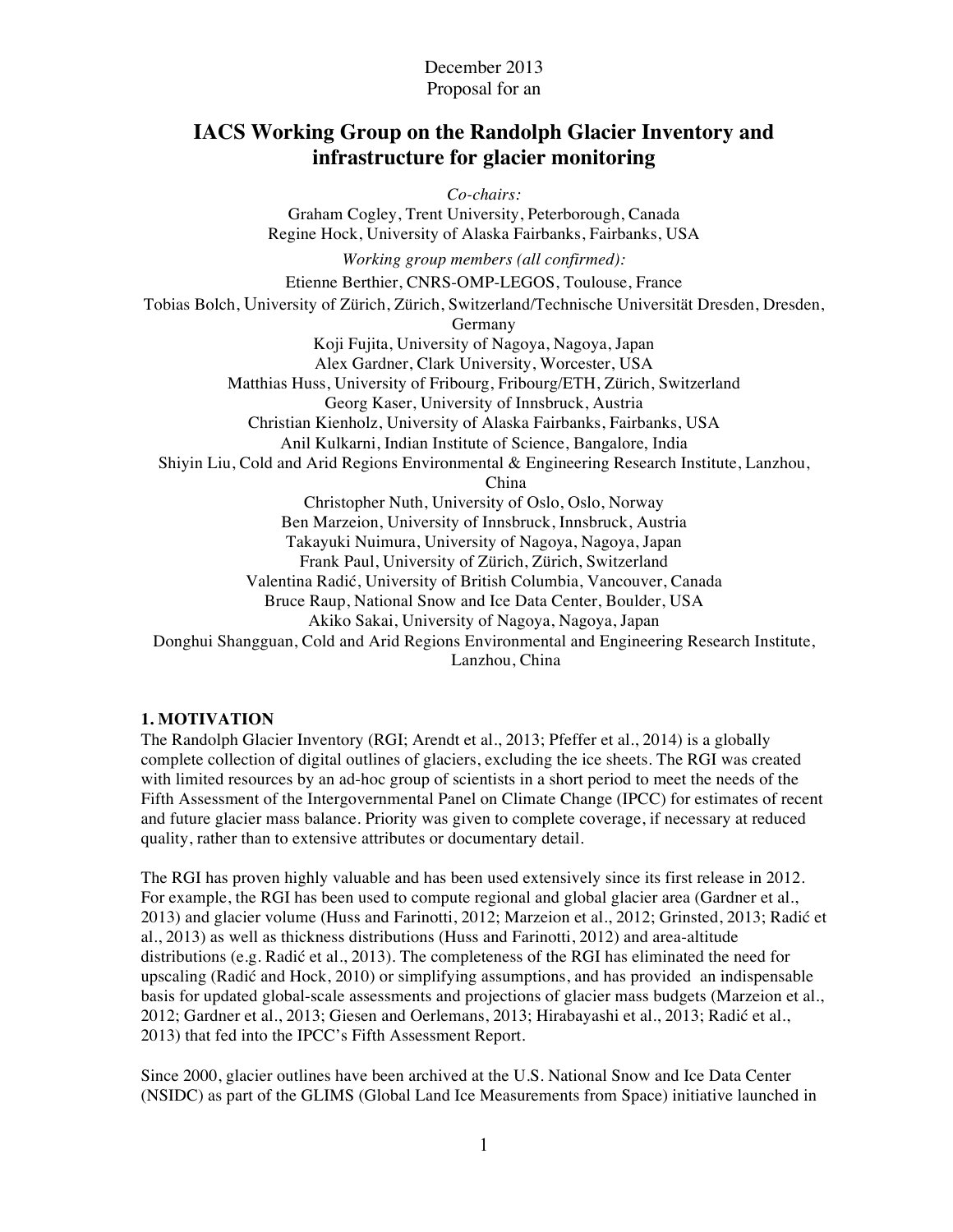December 2013
Proposal for an

# IACS Working Group on the Randolph Glacier Inventory and infrastructure for glacier monitoring

*Co-chairs:*
Graham Cogley, Trent University, Peterborough, Canada
Regine Hock, University of Alaska Fairbanks, Fairbanks, USA

*Working group members (all confirmed):*
Etienne Berthier, CNRS-OMP-LEGOS, Toulouse, France
Tobias Bolch, University of Zürich, Zürich, Switzerland/Technische Universität Dresden, Dresden, Germany
Koji Fujita, University of Nagoya, Nagoya, Japan
Alex Gardner, Clark University, Worcester, USA
Matthias Huss, University of Fribourg, Fribourg/ETH, Zürich, Switzerland
Georg Kaser, University of Innsbruck, Austria
Christian Kienholz, University of Alaska Fairbanks, Fairbanks, USA
Anil Kulkarni, Indian Institute of Science, Bangalore, India
Shiyin Liu, Cold and Arid Regions Environmental & Engineering Research Institute, Lanzhou, China
Christopher Nuth, University of Oslo, Oslo, Norway
Ben Marzeion, University of Innsbruck, Innsbruck, Austria
Takayuki Nuimura, University of Nagoya, Nagoya, Japan
Frank Paul, University of Zürich, Zürich, Switzerland
Valentina Radić, University of British Columbia, Vancouver, Canada
Bruce Raup, National Snow and Ice Data Center, Boulder, USA
Akiko Sakai, University of Nagoya, Nagoya, Japan
Donghui Shangguan, Cold and Arid Regions Environmental and Engineering Research Institute, Lanzhou, China

## 1. MOTIVATION

The Randolph Glacier Inventory (RGI; Arendt et al., 2013; Pfeffer et al., 2014) is a globally complete collection of digital outlines of glaciers, excluding the ice sheets. The RGI was created with limited resources by an ad-hoc group of scientists in a short period to meet the needs of the Fifth Assessment of the Intergovernmental Panel on Climate Change (IPCC) for estimates of recent and future glacier mass balance. Priority was given to complete coverage, if necessary at reduced quality, rather than to extensive attributes or documentary detail.

The RGI has proven highly valuable and has been used extensively since its first release in 2012. For example, the RGI has been used to compute regional and global glacier area (Gardner et al., 2013) and glacier volume (Huss and Farinotti, 2012; Marzeion et al., 2012; Grinsted, 2013; Radić et al., 2013) as well as thickness distributions (Huss and Farinotti, 2012) and area-altitude distributions (e.g. Radić et al., 2013). The completeness of the RGI has eliminated the need for upscaling (Radić and Hock, 2010) or simplifying assumptions, and has provided an indispensable basis for updated global-scale assessments and projections of glacier mass budgets (Marzeion et al., 2012; Gardner et al., 2013; Giesen and Oerlemans, 2013; Hirabayashi et al., 2013; Radić et al., 2013) that fed into the IPCC's Fifth Assessment Report.

Since 2000, glacier outlines have been archived at the U.S. National Snow and Ice Data Center (NSIDC) as part of the GLIMS (Global Land Ice Measurements from Space) initiative launched in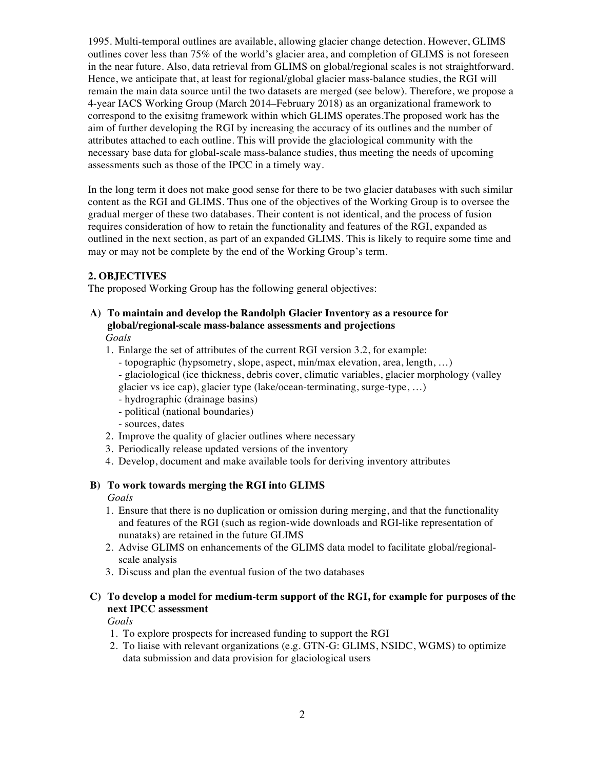1995. Multi-temporal outlines are available, allowing glacier change detection. However, GLIMS outlines cover less than 75% of the world's glacier area, and completion of GLIMS is not foreseen in the near future. Also, data retrieval from GLIMS on global/regional scales is not straightforward. Hence, we anticipate that, at least for regional/global glacier mass-balance studies, the RGI will remain the main data source until the two datasets are merged (see below). Therefore, we propose a 4-year IACS Working Group (March 2014–February 2018) as an organizational framework to correspond to the exisitng framework within which GLIMS operates.The proposed work has the aim of further developing the RGI by increasing the accuracy of its outlines and the number of attributes attached to each outline. This will provide the glaciological community with the necessary base data for global-scale mass-balance studies, thus meeting the needs of upcoming assessments such as those of the IPCC in a timely way.

In the long term it does not make good sense for there to be two glacier databases with such similar content as the RGI and GLIMS. Thus one of the objectives of the Working Group is to oversee the gradual merger of these two databases. Their content is not identical, and the process of fusion requires consideration of how to retain the functionality and features of the RGI, expanded as outlined in the next section, as part of an expanded GLIMS. This is likely to require some time and may or may not be complete by the end of the Working Group's term.

## 2. OBJECTIVES

The proposed Working Group has the following general objectives:

**A) To maintain and develop the Randolph Glacier Inventory as a resource for global/regional-scale mass-balance assessments and projections**

*Goals*

1. Enlarge the set of attributes of the current RGI version 3.2, for example:
   - topographic (hypsometry, slope, aspect, min/max elevation, area, length, …)
   - glaciological (ice thickness, debris cover, climatic variables, glacier morphology (valley glacier vs ice cap), glacier type (lake/ocean-terminating, surge-type, …)
   - hydrographic (drainage basins)
   - political (national boundaries)
   - sources, dates
2. Improve the quality of glacier outlines where necessary
3. Periodically release updated versions of the inventory
4. Develop, document and make available tools for deriving inventory attributes

**B) To work towards merging the RGI into GLIMS**

*Goals*

1. Ensure that there is no duplication or omission during merging, and that the functionality and features of the RGI (such as region-wide downloads and RGI-like representation of nunataks) are retained in the future GLIMS
2. Advise GLIMS on enhancements of the GLIMS data model to facilitate global/regional-scale analysis
3. Discuss and plan the eventual fusion of the two databases

**C) To develop a model for medium-term support of the RGI, for example for purposes of the next IPCC assessment**

*Goals*

1. To explore prospects for increased funding to support the RGI
2. To liaise with relevant organizations (e.g. GTN-G: GLIMS, NSIDC, WGMS) to optimize data submission and data provision for glaciological users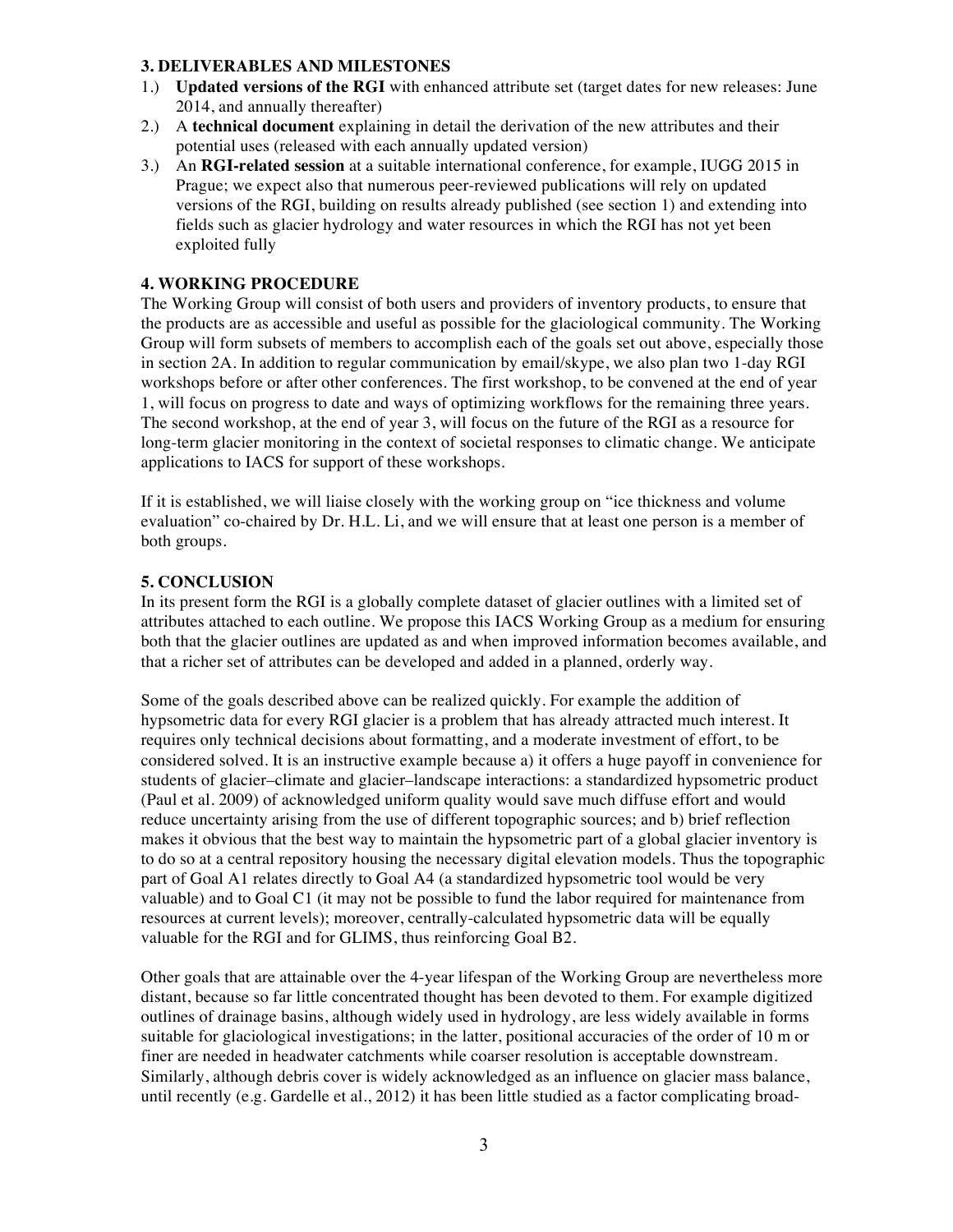### 3. DELIVERABLES AND MILESTONES

1.) **Updated versions of the RGI** with enhanced attribute set (target dates for new releases: June 2014, and annually thereafter)
2.) A **technical document** explaining in detail the derivation of the new attributes and their potential uses (released with each annually updated version)
3.) An **RGI-related session** at a suitable international conference, for example, IUGG 2015 in Prague; we expect also that numerous peer-reviewed publications will rely on updated versions of the RGI, building on results already published (see section 1) and extending into fields such as glacier hydrology and water resources in which the RGI has not yet been exploited fully

### 4. WORKING PROCEDURE

The Working Group will consist of both users and providers of inventory products, to ensure that the products are as accessible and useful as possible for the glaciological community. The Working Group will form subsets of members to accomplish each of the goals set out above, especially those in section 2A. In addition to regular communication by email/skype, we also plan two 1-day RGI workshops before or after other conferences. The first workshop, to be convened at the end of year 1, will focus on progress to date and ways of optimizing workflows for the remaining three years. The second workshop, at the end of year 3, will focus on the future of the RGI as a resource for long-term glacier monitoring in the context of societal responses to climatic change. We anticipate applications to IACS for support of these workshops.

If it is established, we will liaise closely with the working group on "ice thickness and volume evaluation" co-chaired by Dr. H.L. Li, and we will ensure that at least one person is a member of both groups.

### 5. CONCLUSION

In its present form the RGI is a globally complete dataset of glacier outlines with a limited set of attributes attached to each outline. We propose this IACS Working Group as a medium for ensuring both that the glacier outlines are updated as and when improved information becomes available, and that a richer set of attributes can be developed and added in a planned, orderly way.

Some of the goals described above can be realized quickly. For example the addition of hypsometric data for every RGI glacier is a problem that has already attracted much interest. It requires only technical decisions about formatting, and a moderate investment of effort, to be considered solved. It is an instructive example because a) it offers a huge payoff in convenience for students of glacier–climate and glacier–landscape interactions: a standardized hypsometric product (Paul et al. 2009) of acknowledged uniform quality would save much diffuse effort and would reduce uncertainty arising from the use of different topographic sources; and b) brief reflection makes it obvious that the best way to maintain the hypsometric part of a global glacier inventory is to do so at a central repository housing the necessary digital elevation models. Thus the topographic part of Goal A1 relates directly to Goal A4 (a standardized hypsometric tool would be very valuable) and to Goal C1 (it may not be possible to fund the labor required for maintenance from resources at current levels); moreover, centrally-calculated hypsometric data will be equally valuable for the RGI and for GLIMS, thus reinforcing Goal B2.

Other goals that are attainable over the 4-year lifespan of the Working Group are nevertheless more distant, because so far little concentrated thought has been devoted to them. For example digitized outlines of drainage basins, although widely used in hydrology, are less widely available in forms suitable for glaciological investigations; in the latter, positional accuracies of the order of 10 m or finer are needed in headwater catchments while coarser resolution is acceptable downstream. Similarly, although debris cover is widely acknowledged as an influence on glacier mass balance, until recently (e.g. Gardelle et al., 2012) it has been little studied as a factor complicating broad-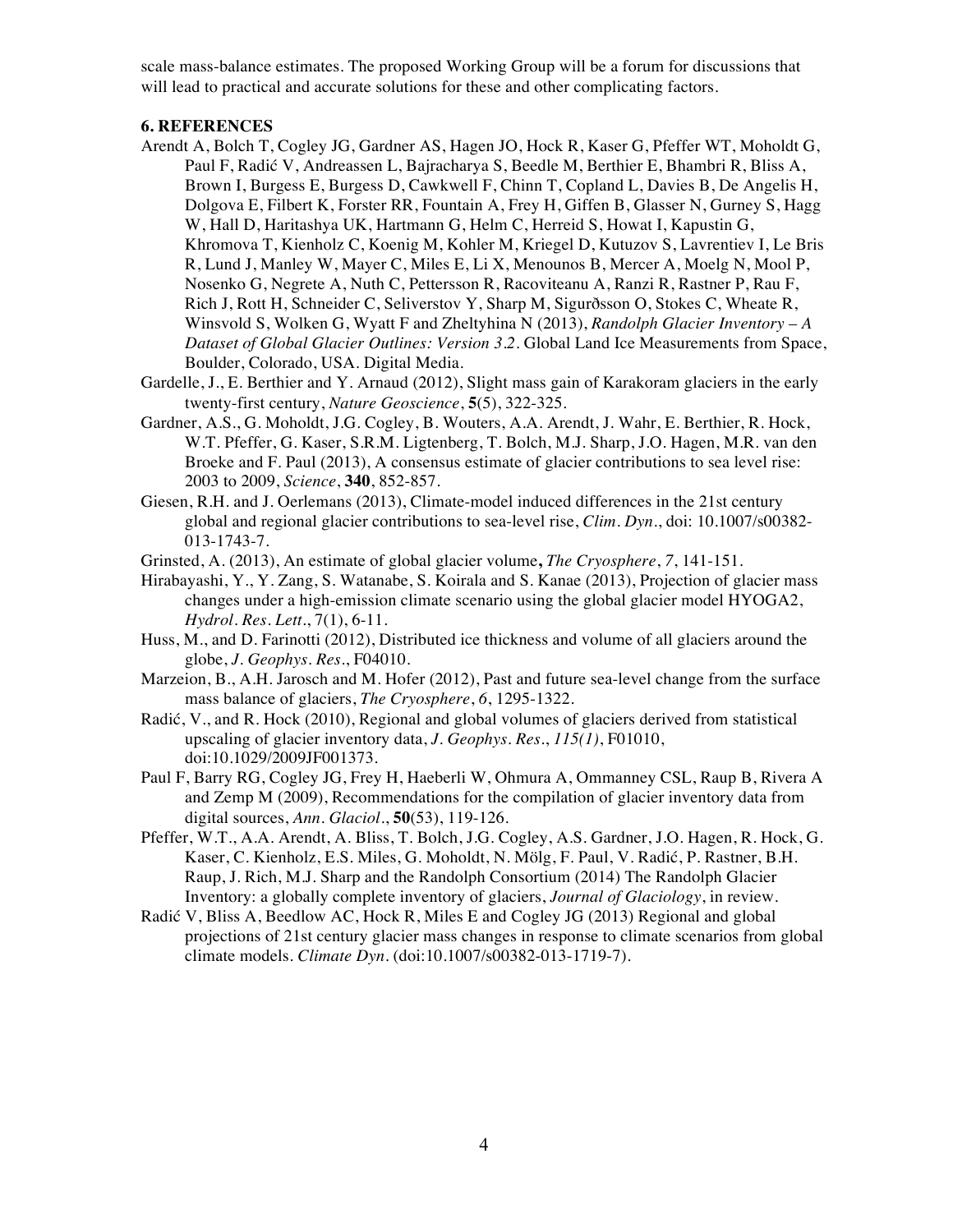scale mass-balance estimates. The proposed Working Group will be a forum for discussions that will lead to practical and accurate solutions for these and other complicating factors.

## 6. REFERENCES

Arendt A, Bolch T, Cogley JG, Gardner AS, Hagen JO, Hock R, Kaser G, Pfeffer WT, Moholdt G, Paul F, Radić V, Andreassen L, Bajracharya S, Beedle M, Berthier E, Bhambri R, Bliss A, Brown I, Burgess E, Burgess D, Cawkwell F, Chinn T, Copland L, Davies B, De Angelis H, Dolgova E, Filbert K, Forster RR, Fountain A, Frey H, Giffen B, Glasser N, Gurney S, Hagg W, Hall D, Haritashya UK, Hartmann G, Helm C, Herreid S, Howat I, Kapustin G, Khromova T, Kienholz C, Koenig M, Kohler M, Kriegel D, Kutuzov S, Lavrentiev I, Le Bris R, Lund J, Manley W, Mayer C, Miles E, Li X, Menounos B, Mercer A, Moelg N, Mool P, Nosenko G, Negrete A, Nuth C, Pettersson R, Racoviteanu A, Ranzi R, Rastner P, Rau F, Rich J, Rott H, Schneider C, Seliverstov Y, Sharp M, Sigurðsson O, Stokes C, Wheate R, Winsvold S, Wolken G, Wyatt F and Zheltyhina N (2013), *Randolph Glacier Inventory – A Dataset of Global Glacier Outlines: Version 3.2*. Global Land Ice Measurements from Space, Boulder, Colorado, USA. Digital Media.

Gardelle, J., E. Berthier and Y. Arnaud (2012), Slight mass gain of Karakoram glaciers in the early twenty-first century, *Nature Geoscience*, **5**(5), 322-325.

Gardner, A.S., G. Moholdt, J.G. Cogley, B. Wouters, A.A. Arendt, J. Wahr, E. Berthier, R. Hock, W.T. Pfeffer, G. Kaser, S.R.M. Ligtenberg, T. Bolch, M.J. Sharp, J.O. Hagen, M.R. van den Broeke and F. Paul (2013), A consensus estimate of glacier contributions to sea level rise: 2003 to 2009, *Science*, **340**, 852-857.

Giesen, R.H. and J. Oerlemans (2013), Climate-model induced differences in the 21st century global and regional glacier contributions to sea-level rise, *Clim. Dyn*., doi: 10.1007/s00382-013-1743-7.

Grinsted, A. (2013), An estimate of global glacier volume**,** *The Cryosphere*, *7*, 141-151.

Hirabayashi, Y., Y. Zang, S. Watanabe, S. Koirala and S. Kanae (2013), Projection of glacier mass changes under a high-emission climate scenario using the global glacier model HYOGA2, *Hydrol. Res. Lett*., 7(1), 6-11.

Huss, M., and D. Farinotti (2012), Distributed ice thickness and volume of all glaciers around the globe, *J. Geophys. Res*., F04010.

Marzeion, B., A.H. Jarosch and M. Hofer (2012), Past and future sea-level change from the surface mass balance of glaciers, *The Cryosphere*, *6*, 1295-1322.

Radić, V., and R. Hock (2010), Regional and global volumes of glaciers derived from statistical upscaling of glacier inventory data, *J. Geophys. Res*., *115(1)*, F01010, doi:10.1029/2009JF001373.

Paul F, Barry RG, Cogley JG, Frey H, Haeberli W, Ohmura A, Ommanney CSL, Raup B, Rivera A and Zemp M (2009), Recommendations for the compilation of glacier inventory data from digital sources, *Ann. Glaciol*., **50**(53), 119-126.

Pfeffer, W.T., A.A. Arendt, A. Bliss, T. Bolch, J.G. Cogley, A.S. Gardner, J.O. Hagen, R. Hock, G. Kaser, C. Kienholz, E.S. Miles, G. Moholdt, N. Mölg, F. Paul, V. Radić, P. Rastner, B.H. Raup, J. Rich, M.J. Sharp and the Randolph Consortium (2014) The Randolph Glacier Inventory: a globally complete inventory of glaciers, *Journal of Glaciology*, in review.

Radić V, Bliss A, Beedlow AC, Hock R, Miles E and Cogley JG (2013) Regional and global projections of 21st century glacier mass changes in response to climate scenarios from global climate models. *Climate Dyn*. (doi:10.1007/s00382-013-1719-7).